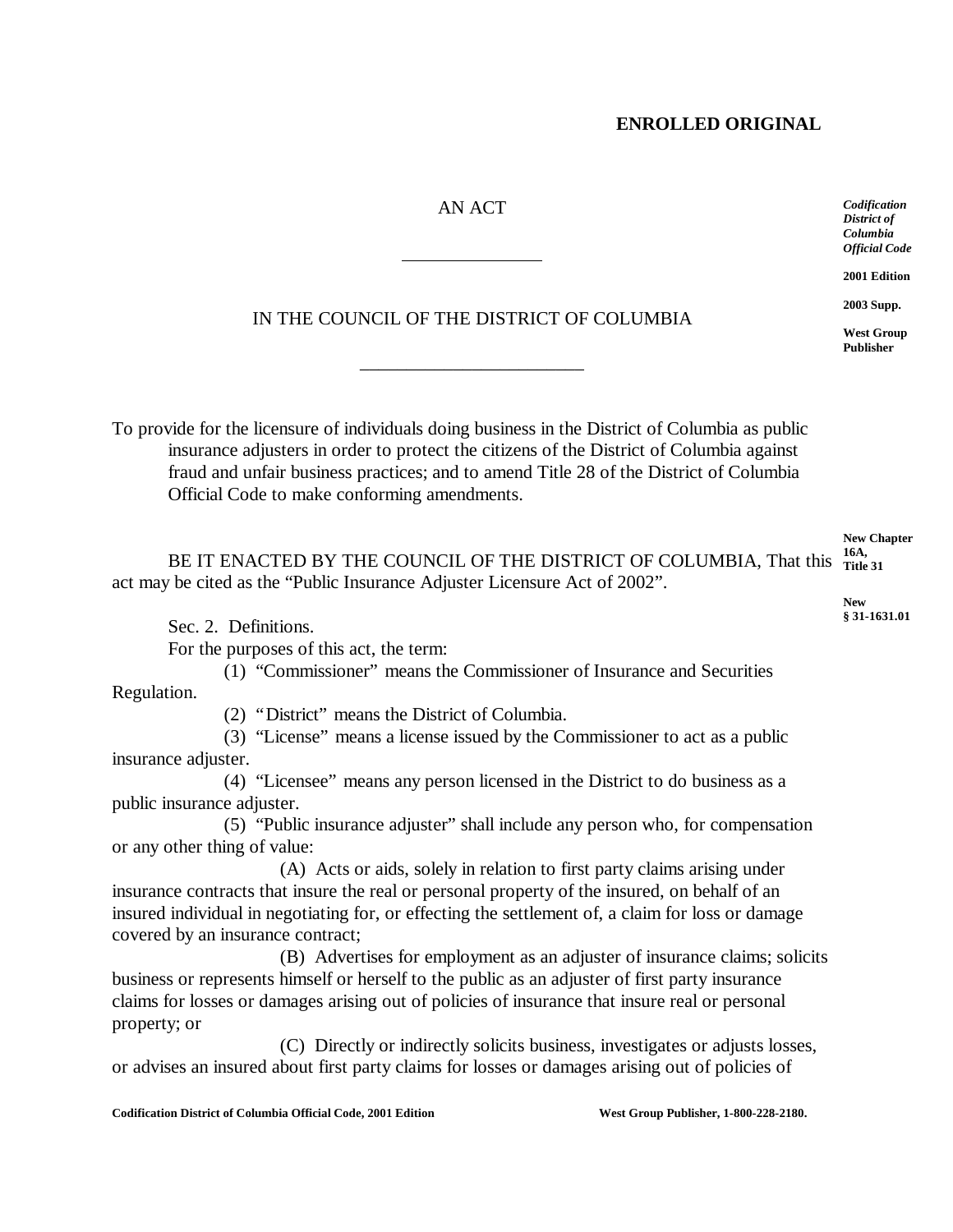**ENROLLED ORIGINAL**

AN ACT

\_\_\_\_\_\_\_\_\_\_\_\_\_\_\_

IN THE COUNCIL OF THE DISTRICT OF COLUMBIA

\_\_\_\_\_\_\_\_\_\_\_\_\_\_\_\_\_\_\_\_\_\_\_\_

*Codification District of Columbia Official Code*

**2001 Edition**

**2003 Supp.**

**West Group Publisher**

To provide for the licensure of individuals doing business in the District of Columbia as public insurance adjusters in order to protect the citizens of the District of Columbia against fraud and unfair business practices; and to amend Title 28 of the District of Columbia Official Code to make conforming amendments.

**New Chapter 16A, Title 31**

BE IT ENACTED BY THE COUNCIL OF THE DISTRICT OF COLUMBIA, That this act may be cited as the "Public Insurance Adjuster Licensure Act of 2002".

**New § 31-1631.01**

Sec. 2. Definitions.

For the purposes of this act, the term:

(1) "Commissioner" means the Commissioner of Insurance and Securities Regulation.

(2) "District" means the District of Columbia.

(3) "License" means a license issued by the Commissioner to act as a public insurance adjuster.

(4) "Licensee" means any person licensed in the District to do business as a public insurance adjuster.

(5) "Public insurance adjuster" shall include any person who, for compensation or any other thing of value:

(A) Acts or aids, solely in relation to first party claims arising under insurance contracts that insure the real or personal property of the insured, on behalf of an insured individual in negotiating for, or effecting the settlement of, a claim for loss or damage covered by an insurance contract;

(B) Advertises for employment as an adjuster of insurance claims; solicits business or represents himself or herself to the public as an adjuster of first party insurance claims for losses or damages arising out of policies of insurance that insure real or personal property; or

(C) Directly or indirectly solicits business, investigates or adjusts losses, or advises an insured about first party claims for losses or damages arising out of policies of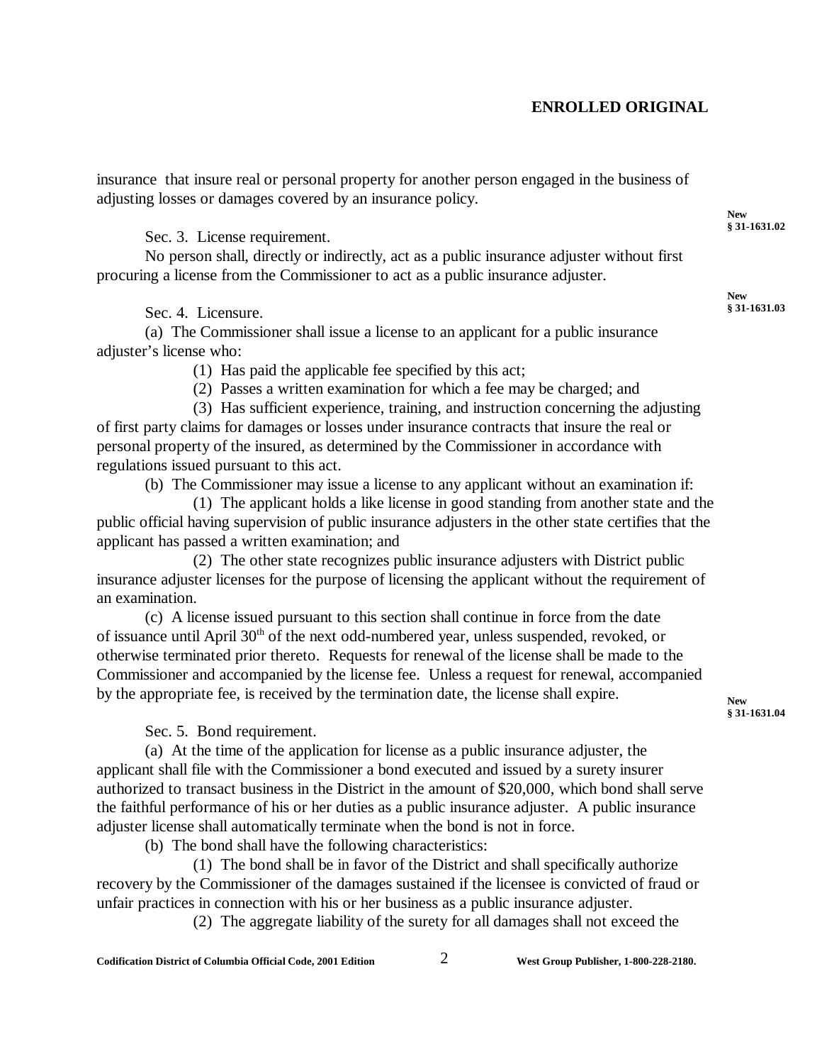insurance that insure real or personal property for another person engaged in the business of adjusting losses or damages covered by an insurance policy.

New § 31-1631.02

Sec. 3. License requirement.

No person shall, directly or indirectly, act as a public insurance adjuster without first procuring a license from the Commissioner to act as a public insurance adjuster.

New § 31-1631.03

Sec. 4. Licensure.

(a) The Commissioner shall issue a license to an applicant for a public insurance adjuster's license who:

(1) Has paid the applicable fee specified by this act;

(2) Passes a written examination for which a fee may be charged; and

(3) Has sufficient experience, training, and instruction concerning the adjusting of first party claims for damages or losses under insurance contracts that insure the real or personal property of the insured, as determined by the Commissioner in accordance with regulations issued pursuant to this act.

(b) The Commissioner may issue a license to any applicant without an examination if:

(1) The applicant holds a like license in good standing from another state and the public official having supervision of public insurance adjusters in the other state certifies that the applicant has passed a written examination; and

(2) The other state recognizes public insurance adjusters with District public insurance adjuster licenses for the purpose of licensing the applicant without the requirement of an examination.

(c) A license issued pursuant to this section shall continue in force from the date of issuance until April 30th of the next odd-numbered year, unless suspended, revoked, or otherwise terminated prior thereto. Requests for renewal of the license shall be made to the Commissioner and accompanied by the license fee. Unless a request for renewal, accompanied by the appropriate fee, is received by the termination date, the license shall expire.

New § 31-1631.04

Sec. 5. Bond requirement.

(a) At the time of the application for license as a public insurance adjuster, the applicant shall file with the Commissioner a bond executed and issued by a surety insurer authorized to transact business in the District in the amount of $20,000, which bond shall serve the faithful performance of his or her duties as a public insurance adjuster. A public insurance adjuster license shall automatically terminate when the bond is not in force.

(b) The bond shall have the following characteristics:

(1) The bond shall be in favor of the District and shall specifically authorize recovery by the Commissioner of the damages sustained if the licensee is convicted of fraud or unfair practices in connection with his or her business as a public insurance adjuster.

(2) The aggregate liability of the surety for all damages shall not exceed the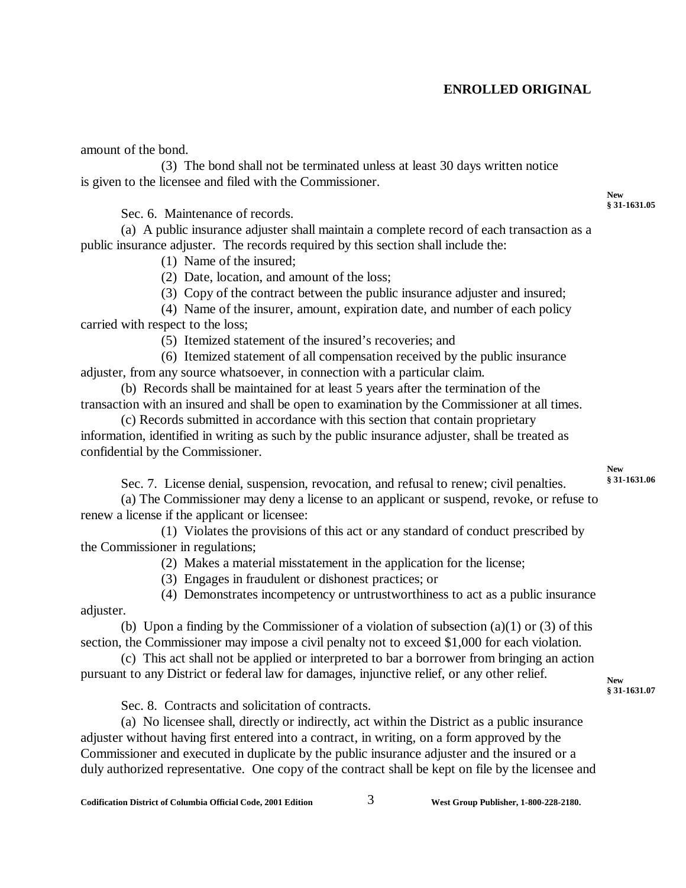amount of the bond.

(3) The bond shall not be terminated unless at least 30 days written notice is given to the licensee and filed with the Commissioner.

New § 31-1631.05

Sec. 6. Maintenance of records.

(a) A public insurance adjuster shall maintain a complete record of each transaction as a public insurance adjuster. The records required by this section shall include the:

(1) Name of the insured;

(2) Date, location, and amount of the loss;

(3) Copy of the contract between the public insurance adjuster and insured;

(4) Name of the insurer, amount, expiration date, and number of each policy carried with respect to the loss;

(5) Itemized statement of the insured's recoveries; and

(6) Itemized statement of all compensation received by the public insurance adjuster, from any source whatsoever, in connection with a particular claim.

(b) Records shall be maintained for at least 5 years after the termination of the transaction with an insured and shall be open to examination by the Commissioner at all times.

(c) Records submitted in accordance with this section that contain proprietary information, identified in writing as such by the public insurance adjuster, shall be treated as confidential by the Commissioner.

New § 31-1631.06

Sec. 7. License denial, suspension, revocation, and refusal to renew; civil penalties.

(a) The Commissioner may deny a license to an applicant or suspend, revoke, or refuse to renew a license if the applicant or licensee:

(1) Violates the provisions of this act or any standard of conduct prescribed by the Commissioner in regulations;

(2) Makes a material misstatement in the application for the license;

(3) Engages in fraudulent or dishonest practices; or

(4) Demonstrates incompetency or untrustworthiness to act as a public insurance adjuster.

(b) Upon a finding by the Commissioner of a violation of subsection (a)(1) or (3) of this section, the Commissioner may impose a civil penalty not to exceed $1,000 for each violation.

(c) This act shall not be applied or interpreted to bar a borrower from bringing an action pursuant to any District or federal law for damages, injunctive relief, or any other relief.

New § 31-1631.07

Sec. 8. Contracts and solicitation of contracts.

(a) No licensee shall, directly or indirectly, act within the District as a public insurance adjuster without having first entered into a contract, in writing, on a form approved by the Commissioner and executed in duplicate by the public insurance adjuster and the insured or a duly authorized representative. One copy of the contract shall be kept on file by the licensee and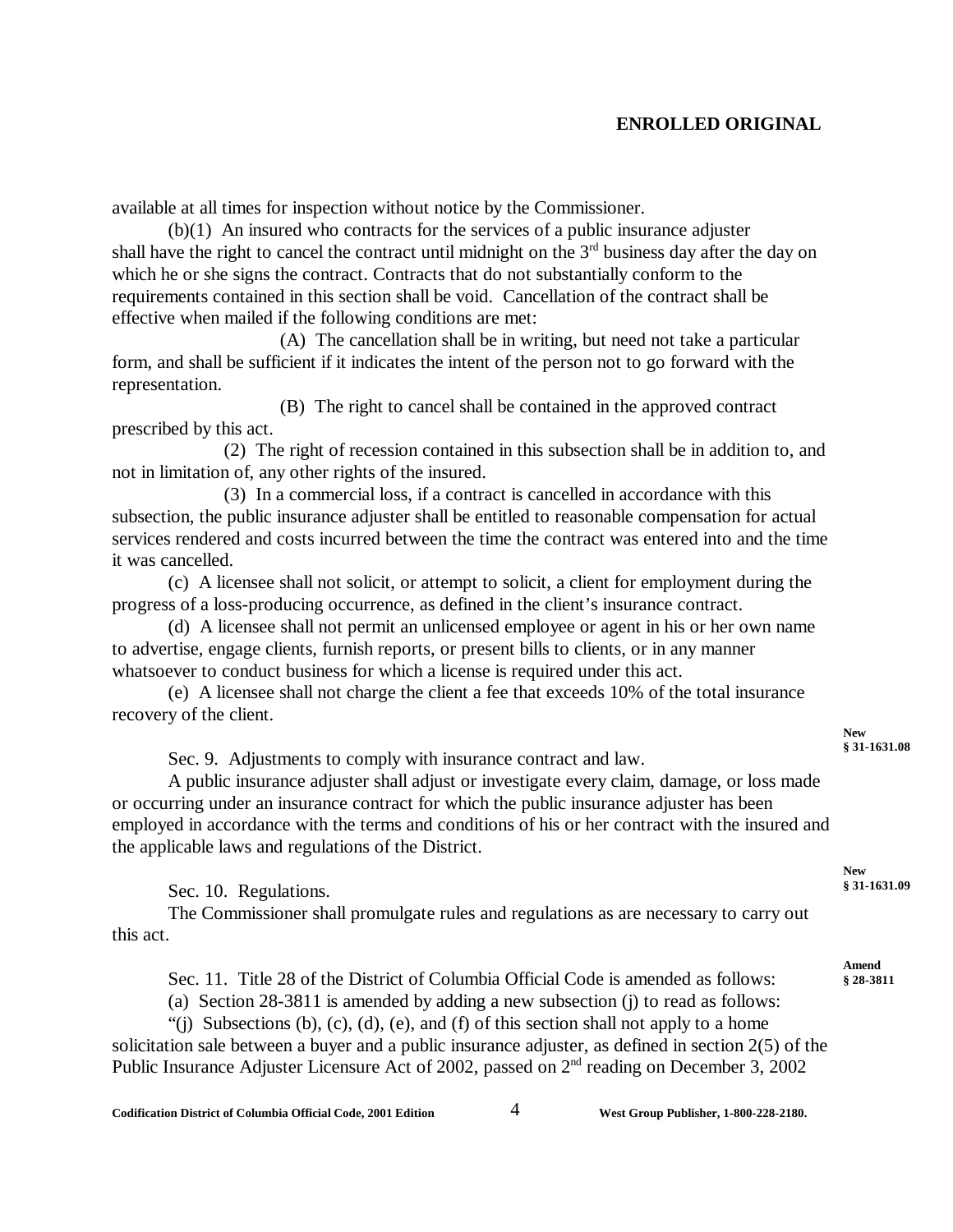available at all times for inspection without notice by the Commissioner.

(b)(1) An insured who contracts for the services of a public insurance adjuster shall have the right to cancel the contract until midnight on the 3rd business day after the day on which he or she signs the contract. Contracts that do not substantially conform to the requirements contained in this section shall be void. Cancellation of the contract shall be effective when mailed if the following conditions are met:

(A) The cancellation shall be in writing, but need not take a particular form, and shall be sufficient if it indicates the intent of the person not to go forward with the representation.

(B) The right to cancel shall be contained in the approved contract prescribed by this act.

(2) The right of recession contained in this subsection shall be in addition to, and not in limitation of, any other rights of the insured.

(3) In a commercial loss, if a contract is cancelled in accordance with this subsection, the public insurance adjuster shall be entitled to reasonable compensation for actual services rendered and costs incurred between the time the contract was entered into and the time it was cancelled.

(c) A licensee shall not solicit, or attempt to solicit, a client for employment during the progress of a loss-producing occurrence, as defined in the client's insurance contract.

(d) A licensee shall not permit an unlicensed employee or agent in his or her own name to advertise, engage clients, furnish reports, or present bills to clients, or in any manner whatsoever to conduct business for which a license is required under this act.

(e) A licensee shall not charge the client a fee that exceeds 10% of the total insurance recovery of the client.

**New § 31-1631.08**

Sec. 9. Adjustments to comply with insurance contract and law.

A public insurance adjuster shall adjust or investigate every claim, damage, or loss made or occurring under an insurance contract for which the public insurance adjuster has been employed in accordance with the terms and conditions of his or her contract with the insured and the applicable laws and regulations of the District.

**New § 31-1631.09**

Sec. 10. Regulations.

The Commissioner shall promulgate rules and regulations as are necessary to carry out this act.

**Amend § 28-3811**

Sec. 11. Title 28 of the District of Columbia Official Code is amended as follows:

(a) Section 28-3811 is amended by adding a new subsection (j) to read as follows:

"(j) Subsections (b), (c), (d), (e), and (f) of this section shall not apply to a home solicitation sale between a buyer and a public insurance adjuster, as defined in section 2(5) of the Public Insurance Adjuster Licensure Act of 2002, passed on 2nd reading on December 3, 2002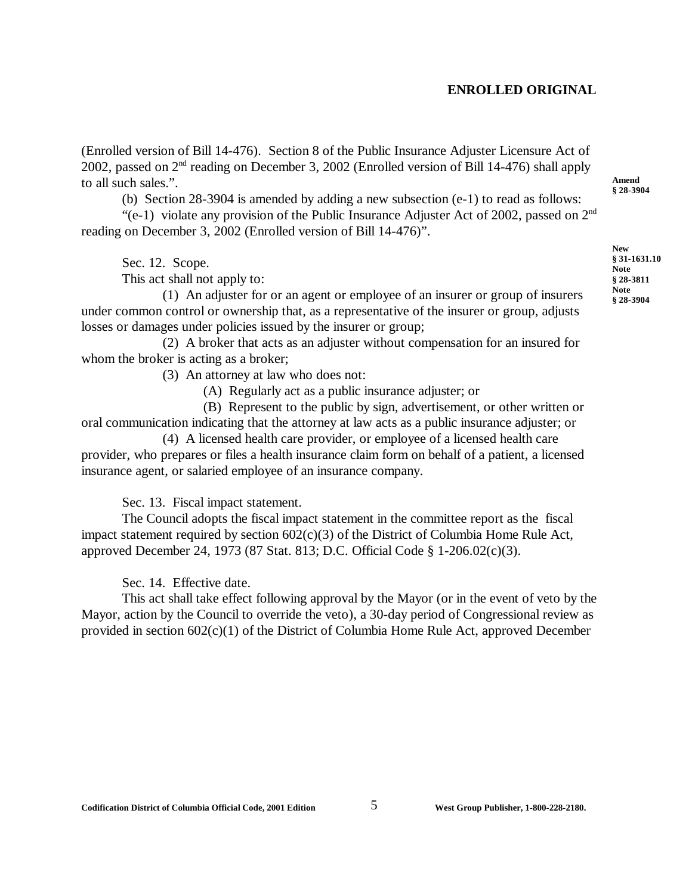(Enrolled version of Bill 14-476). Section 8 of the Public Insurance Adjuster Licensure Act of 2002, passed on 2nd reading on December 3, 2002 (Enrolled version of Bill 14-476) shall apply to all such sales.".

**Amend § 28-3904**

(b) Section 28-3904 is amended by adding a new subsection (e-1) to read as follows:

"(e-1) violate any provision of the Public Insurance Adjuster Act of 2002, passed on 2nd reading on December 3, 2002 (Enrolled version of Bill 14-476)".

**New § 31-1631.10 Note § 28-3811 Note § 28-3904**

Sec. 12. Scope.

This act shall not apply to:

(1) An adjuster for or an agent or employee of an insurer or group of insurers under common control or ownership that, as a representative of the insurer or group, adjusts losses or damages under policies issued by the insurer or group;

(2) A broker that acts as an adjuster without compensation for an insured for whom the broker is acting as a broker;

(3) An attorney at law who does not:

(A) Regularly act as a public insurance adjuster; or

(B) Represent to the public by sign, advertisement, or other written or oral communication indicating that the attorney at law acts as a public insurance adjuster; or

(4) A licensed health care provider, or employee of a licensed health care provider, who prepares or files a health insurance claim form on behalf of a patient, a licensed insurance agent, or salaried employee of an insurance company.

Sec. 13. Fiscal impact statement.

The Council adopts the fiscal impact statement in the committee report as the fiscal impact statement required by section 602(c)(3) of the District of Columbia Home Rule Act, approved December 24, 1973 (87 Stat. 813; D.C. Official Code § 1-206.02(c)(3).

Sec. 14. Effective date.

This act shall take effect following approval by the Mayor (or in the event of veto by the Mayor, action by the Council to override the veto), a 30-day period of Congressional review as provided in section 602(c)(1) of the District of Columbia Home Rule Act, approved December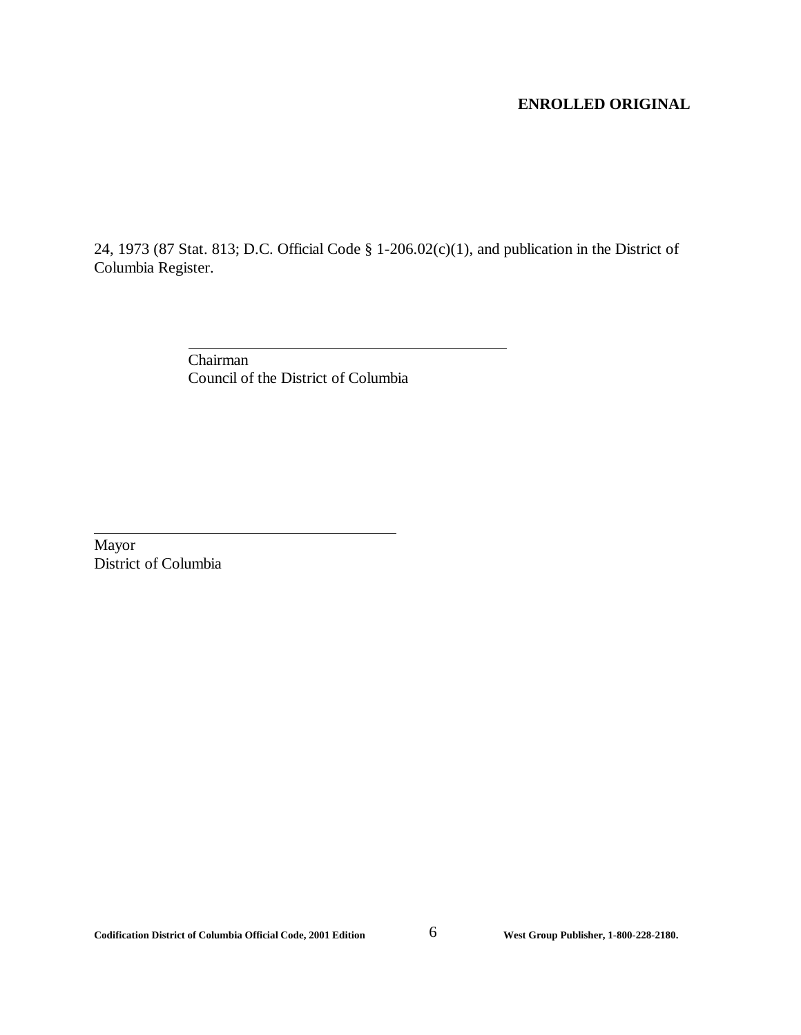**ENROLLED ORIGINAL**

24, 1973 (87 Stat. 813; D.C. Official Code § 1-206.02(c)(1), and publication in the District of Columbia Register.

\_\_\_\_\_\_\_\_\_\_\_\_\_\_\_\_\_\_\_\_\_\_\_\_\_\_\_\_\_\_\_\_\_\_\_\_\_\_\_\_

Chairman
Council of the District of Columbia

\_\_\_\_\_\_\_\_\_\_\_\_\_\_\_\_\_\_\_\_\_\_\_\_\_\_\_\_\_\_\_\_\_\_\_\_\_\_\_\_

Mayor
District of Columbia